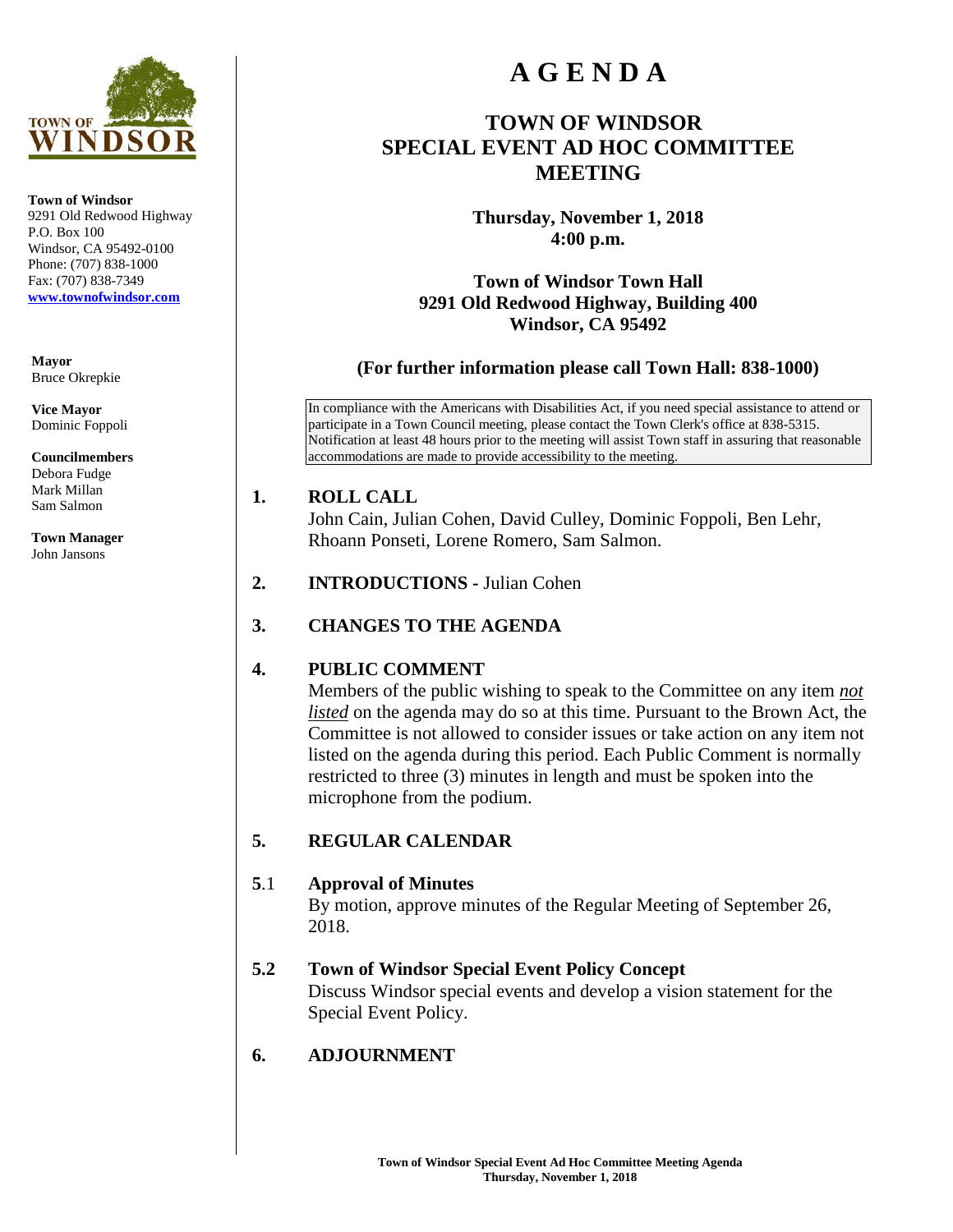**Town of Windsor**
9291 Old Redwood Highway
P.O. Box 100
Windsor, CA 95492-0100
Phone: (707) 838-1000
Fax: (707) 838-7349
**www.townofwindsor.com**

**Mayor**
Bruce Okrepkie

**Vice Mayor**
Dominic Foppoli

**Councilmembers**
Debora Fudge
Mark Millan
Sam Salmon

**Town Manager**
John Jansons

# A G E N D A

## TOWN OF WINDSOR SPECIAL EVENT AD HOC COMMITTEE MEETING

**Thursday, November 1, 2018**
**4:00 p.m.**

**Town of Windsor Town Hall**
**9291 Old Redwood Highway, Building 400**
**Windsor, CA 95492**

**(For further information please call Town Hall: 838-1000)**

In compliance with the Americans with Disabilities Act, if you need special assistance to attend or participate in a Town Council meeting, please contact the Town Clerk's office at 838-5315. Notification at least 48 hours prior to the meeting will assist Town staff in assuring that reasonable accommodations are made to provide accessibility to the meeting.

**1. ROLL CALL**

John Cain, Julian Cohen, David Culley, Dominic Foppoli, Ben Lehr, Rhoann Ponseti, Lorene Romero, Sam Salmon.

**2. INTRODUCTIONS -** Julian Cohen

**3. CHANGES TO THE AGENDA**

**4. PUBLIC COMMENT**

Members of the public wishing to speak to the Committee on any item ***not listed*** on the agenda may do so at this time. Pursuant to the Brown Act, the Committee is not allowed to consider issues or take action on any item not listed on the agenda during this period. Each Public Comment is normally restricted to three (3) minutes in length and must be spoken into the microphone from the podium.

**5. REGULAR CALENDAR**

**5**.1 **Approval of Minutes**

By motion, approve minutes of the Regular Meeting of September 26, 2018.

**5.2 Town of Windsor Special Event Policy Concept**

Discuss Windsor special events and develop a vision statement for the Special Event Policy.

**6. ADJOURNMENT**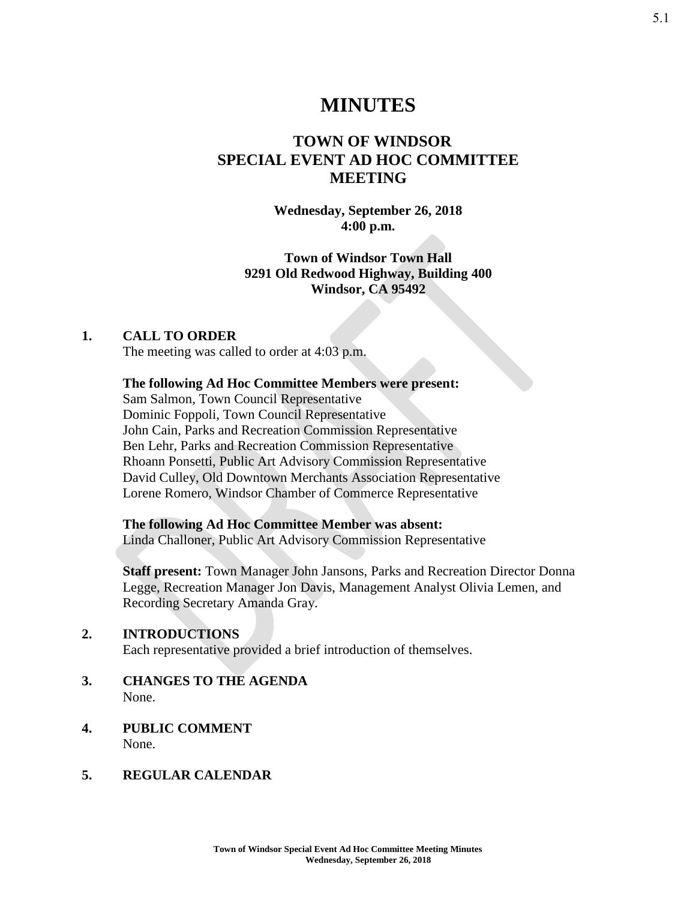# MINUTES

## TOWN OF WINDSOR
## SPECIAL EVENT AD HOC COMMITTEE
## MEETING

**Wednesday, September 26, 2018**
**4:00 p.m.**

**Town of Windsor Town Hall**
**9291 Old Redwood Highway, Building 400**
**Windsor, CA 95492**

### 1. CALL TO ORDER

The meeting was called to order at 4:03 p.m.

**The following Ad Hoc Committee Members were present:**
Sam Salmon, Town Council Representative
Dominic Foppoli, Town Council Representative
John Cain, Parks and Recreation Commission Representative
Ben Lehr, Parks and Recreation Commission Representative
Rhoann Ponsetti, Public Art Advisory Commission Representative
David Culley, Old Downtown Merchants Association Representative
Lorene Romero, Windsor Chamber of Commerce Representative

**The following Ad Hoc Committee Member was absent:**
Linda Challoner, Public Art Advisory Commission Representative

**Staff present:** Town Manager John Jansons, Parks and Recreation Director Donna Legge, Recreation Manager Jon Davis, Management Analyst Olivia Lemen, and Recording Secretary Amanda Gray.

### 2. INTRODUCTIONS

Each representative provided a brief introduction of themselves.

### 3. CHANGES TO THE AGENDA

None.

### 4. PUBLIC COMMENT

None.

### 5. REGULAR CALENDAR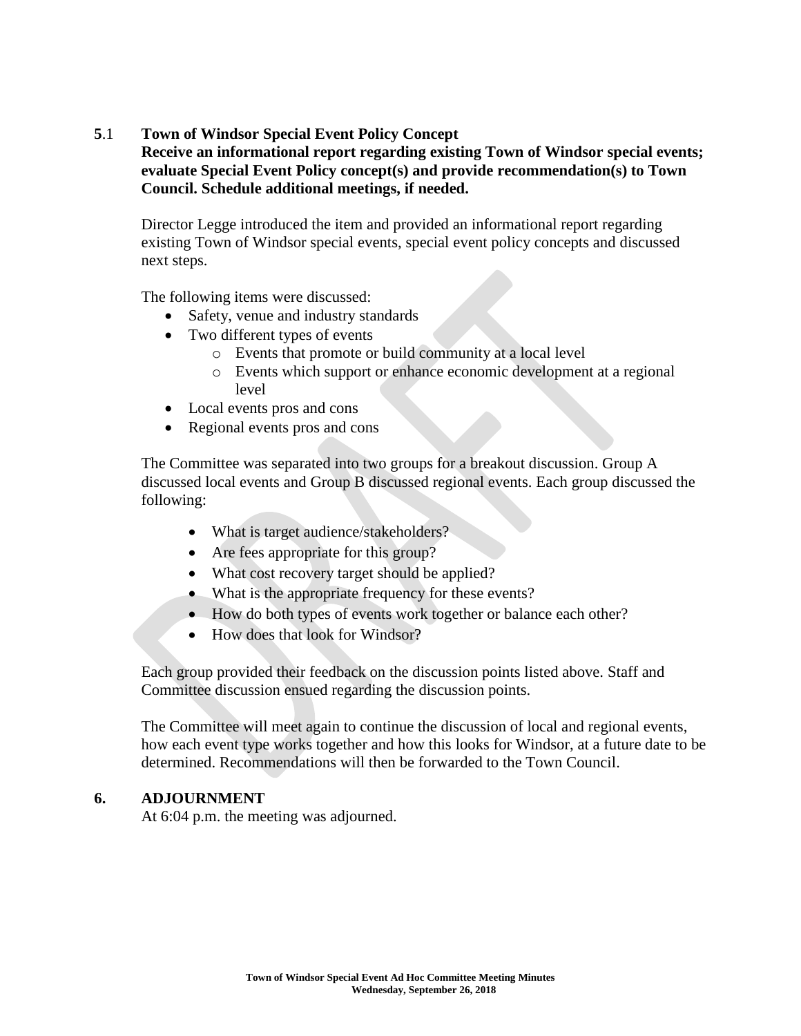**5.1 Town of Windsor Special Event Policy Concept**
**Receive an informational report regarding existing Town of Windsor special events; evaluate Special Event Policy concept(s) and provide recommendation(s) to Town Council. Schedule additional meetings, if needed.**

Director Legge introduced the item and provided an informational report regarding existing Town of Windsor special events, special event policy concepts and discussed next steps.

The following items were discussed:

- Safety, venue and industry standards
- Two different types of events
  - Events that promote or build community at a local level
  - Events which support or enhance economic development at a regional level
- Local events pros and cons
- Regional events pros and cons

The Committee was separated into two groups for a breakout discussion. Group A discussed local events and Group B discussed regional events. Each group discussed the following:

- What is target audience/stakeholders?
- Are fees appropriate for this group?
- What cost recovery target should be applied?
- What is the appropriate frequency for these events?
- How do both types of events work together or balance each other?
- How does that look for Windsor?

Each group provided their feedback on the discussion points listed above. Staff and Committee discussion ensued regarding the discussion points.

The Committee will meet again to continue the discussion of local and regional events, how each event type works together and how this looks for Windsor, at a future date to be determined. Recommendations will then be forwarded to the Town Council.

## 6. ADJOURNMENT

At 6:04 p.m. the meeting was adjourned.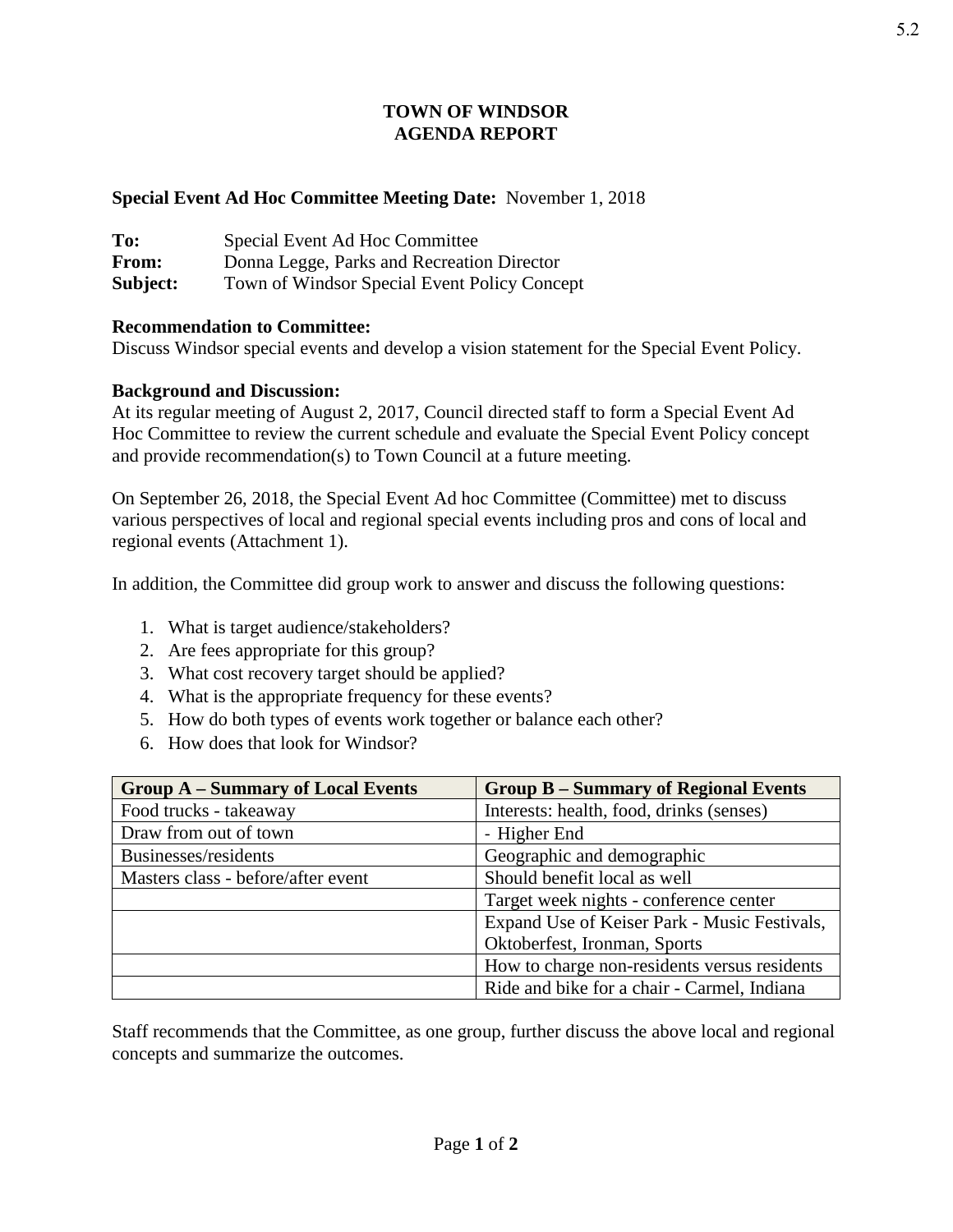# TOWN OF WINDSOR
# AGENDA REPORT

**Special Event Ad Hoc Committee Meeting Date:** November 1, 2018

**To:** Special Event Ad Hoc Committee
**From:** Donna Legge, Parks and Recreation Director
**Subject:** Town of Windsor Special Event Policy Concept

**Recommendation to Committee:**
Discuss Windsor special events and develop a vision statement for the Special Event Policy.

**Background and Discussion:**
At its regular meeting of August 2, 2017, Council directed staff to form a Special Event Ad Hoc Committee to review the current schedule and evaluate the Special Event Policy concept and provide recommendation(s) to Town Council at a future meeting.

On September 26, 2018, the Special Event Ad hoc Committee (Committee) met to discuss various perspectives of local and regional special events including pros and cons of local and regional events (Attachment 1).

In addition, the Committee did group work to answer and discuss the following questions:

1. What is target audience/stakeholders?
2. Are fees appropriate for this group?
3. What cost recovery target should be applied?
4. What is the appropriate frequency for these events?
5. How do both types of events work together or balance each other?
6. How does that look for Windsor?

| Group A – Summary of Local Events | Group B – Summary of Regional Events |
|---|---|
| Food trucks - takeaway | Interests: health, food, drinks (senses) |
| Draw from out of town | - Higher End |
| Businesses/residents | Geographic and demographic |
| Masters class - before/after event | Should benefit local as well |
| | Target week nights - conference center |
| | Expand Use of Keiser Park - Music Festivals, Oktoberfest, Ironman, Sports |
| | How to charge non-residents versus residents |
| | Ride and bike for a chair - Carmel, Indiana |

Staff recommends that the Committee, as one group, further discuss the above local and regional concepts and summarize the outcomes.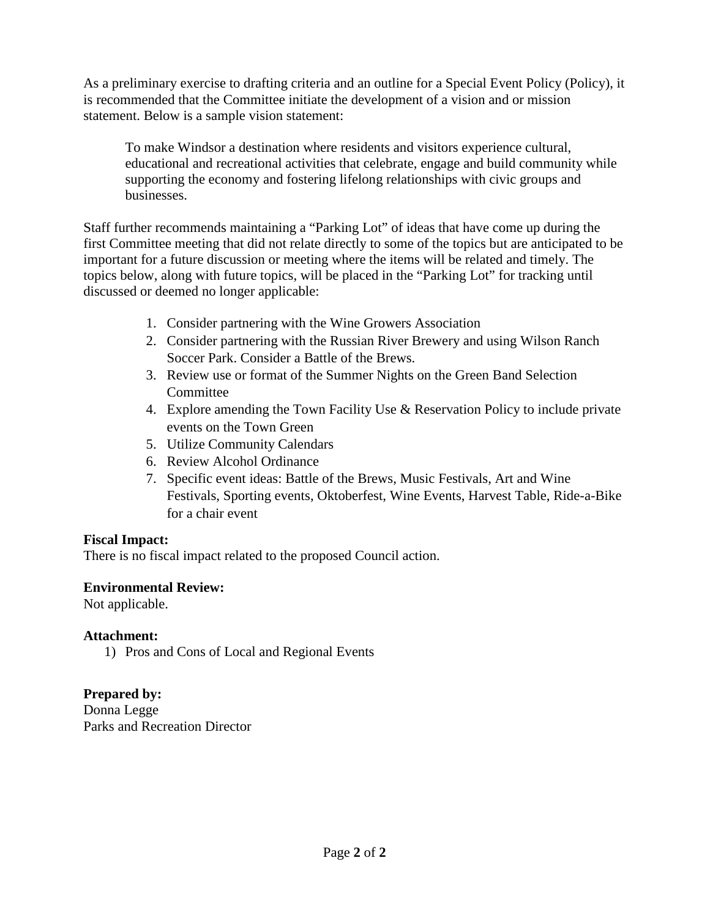As a preliminary exercise to drafting criteria and an outline for a Special Event Policy (Policy), it is recommended that the Committee initiate the development of a vision and or mission statement. Below is a sample vision statement:

> To make Windsor a destination where residents and visitors experience cultural, educational and recreational activities that celebrate, engage and build community while supporting the economy and fostering lifelong relationships with civic groups and businesses.

Staff further recommends maintaining a "Parking Lot" of ideas that have come up during the first Committee meeting that did not relate directly to some of the topics but are anticipated to be important for a future discussion or meeting where the items will be related and timely. The topics below, along with future topics, will be placed in the "Parking Lot" for tracking until discussed or deemed no longer applicable:

1. Consider partnering with the Wine Growers Association
2. Consider partnering with the Russian River Brewery and using Wilson Ranch Soccer Park. Consider a Battle of the Brews.
3. Review use or format of the Summer Nights on the Green Band Selection Committee
4. Explore amending the Town Facility Use & Reservation Policy to include private events on the Town Green
5. Utilize Community Calendars
6. Review Alcohol Ordinance
7. Specific event ideas: Battle of the Brews, Music Festivals, Art and Wine Festivals, Sporting events, Oktoberfest, Wine Events, Harvest Table, Ride-a-Bike for a chair event

**Fiscal Impact:**
There is no fiscal impact related to the proposed Council action.

**Environmental Review:**
Not applicable.

**Attachment:**
1) Pros and Cons of Local and Regional Events

**Prepared by:**
Donna Legge
Parks and Recreation Director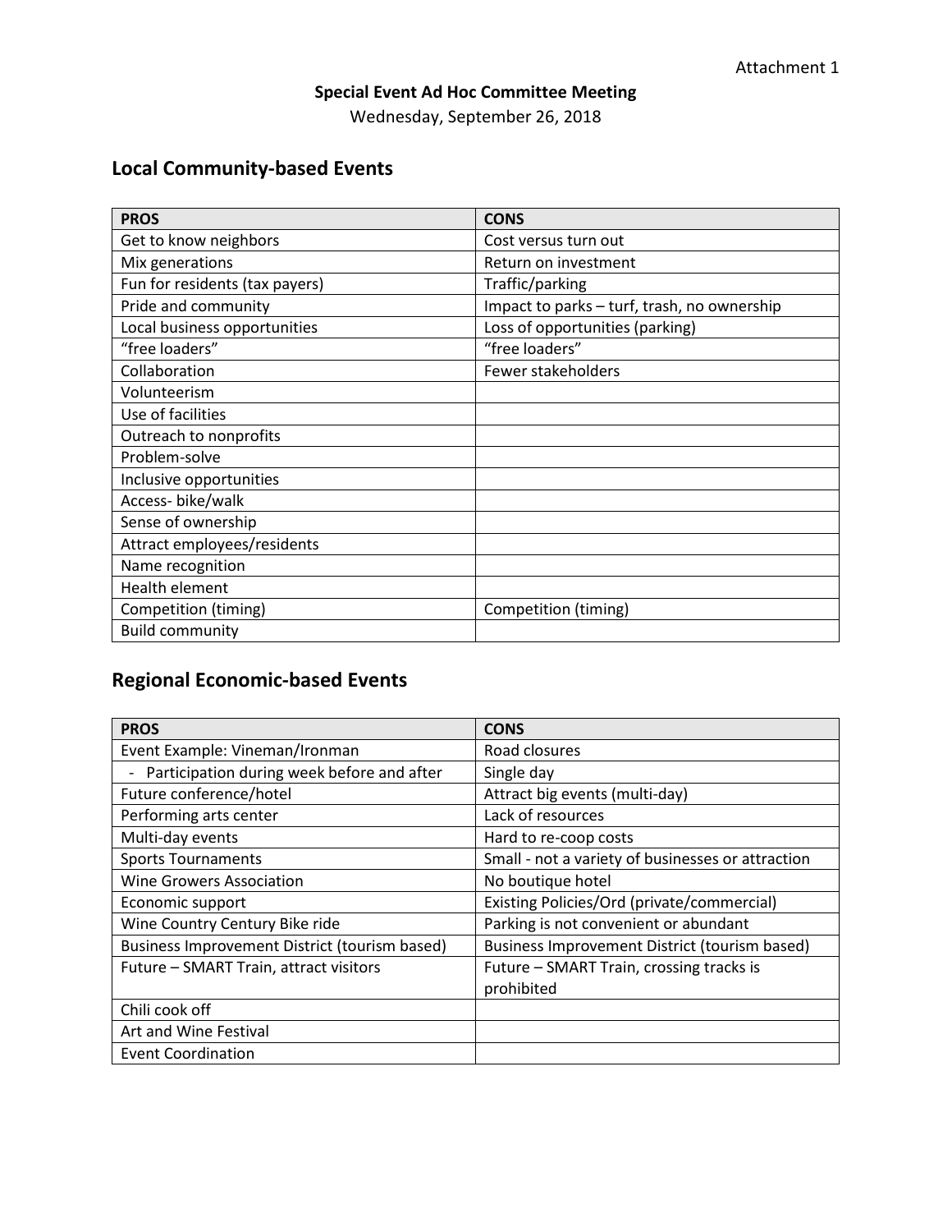Attachment 1

**Special Event Ad Hoc Committee Meeting**

Wednesday, September 26, 2018

## Local Community-based Events

| PROS | CONS |
|---|---|
| Get to know neighbors | Cost versus turn out |
| Mix generations | Return on investment |
| Fun for residents (tax payers) | Traffic/parking |
| Pride and community | Impact to parks – turf, trash, no ownership |
| Local business opportunities | Loss of opportunities (parking) |
| "free loaders" | "free loaders" |
| Collaboration | Fewer stakeholders |
| Volunteerism | |
| Use of facilities | |
| Outreach to nonprofits | |
| Problem-solve | |
| Inclusive opportunities | |
| Access- bike/walk | |
| Sense of ownership | |
| Attract employees/residents | |
| Name recognition | |
| Health element | |
| Competition (timing) | Competition (timing) |
| Build community | |

## Regional Economic-based Events

| PROS | CONS |
|---|---|
| Event Example: Vineman/Ironman | Road closures |
| - Participation during week before and after | Single day |
| Future conference/hotel | Attract big events (multi-day) |
| Performing arts center | Lack of resources |
| Multi-day events | Hard to re-coop costs |
| Sports Tournaments | Small - not a variety of businesses or attraction |
| Wine Growers Association | No boutique hotel |
| Economic support | Existing Policies/Ord (private/commercial) |
| Wine Country Century Bike ride | Parking is not convenient or abundant |
| Business Improvement District (tourism based) | Business Improvement District (tourism based) |
| Future – SMART Train, attract visitors | Future – SMART Train, crossing tracks is prohibited |
| Chili cook off | |
| Art and Wine Festival | |
| Event Coordination | |